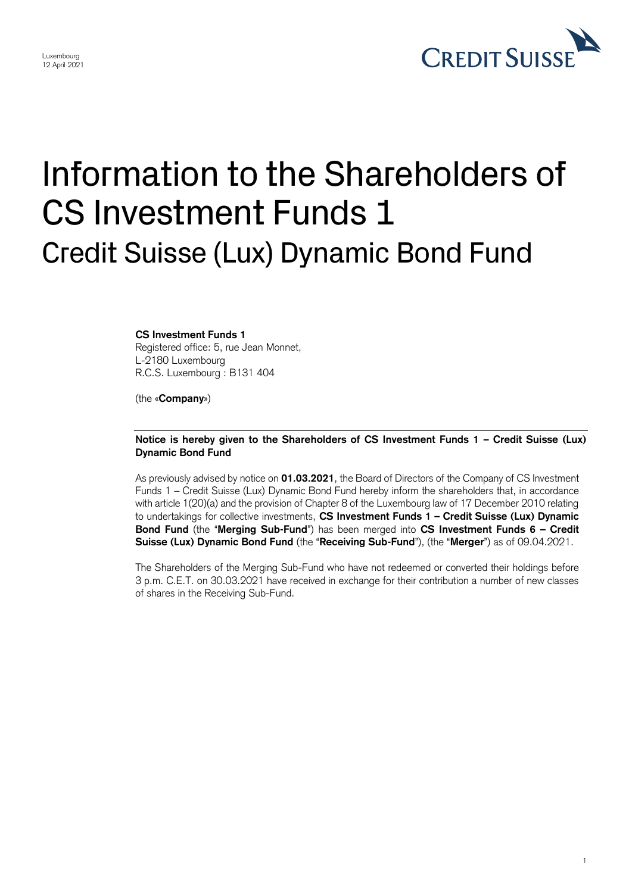Luxembourg
12 April 2021

# Information to the Shareholders of CS Investment Funds 1

## Credit Suisse (Lux) Dynamic Bond Fund

**CS Investment Funds 1**
Registered office: 5, rue Jean Monnet,
L-2180 Luxembourg
R.C.S. Luxembourg : B131 404

(the «**Company**»)

**Notice is hereby given to the Shareholders of CS Investment Funds 1 – Credit Suisse (Lux) Dynamic Bond Fund**

As previously advised by notice on **01.03.2021**, the Board of Directors of the Company of CS Investment Funds 1 – Credit Suisse (Lux) Dynamic Bond Fund hereby inform the shareholders that, in accordance with article 1(20)(a) and the provision of Chapter 8 of the Luxembourg law of 17 December 2010 relating to undertakings for collective investments, **CS Investment Funds 1 – Credit Suisse (Lux) Dynamic Bond Fund** (the "**Merging Sub-Fund**") has been merged into **CS Investment Funds 6 – Credit Suisse (Lux) Dynamic Bond Fund** (the "**Receiving Sub-Fund**"), (the "**Merger**") as of 09.04.2021.

The Shareholders of the Merging Sub-Fund who have not redeemed or converted their holdings before 3 p.m. C.E.T. on 30.03.2021 have received in exchange for their contribution a number of new classes of shares in the Receiving Sub-Fund.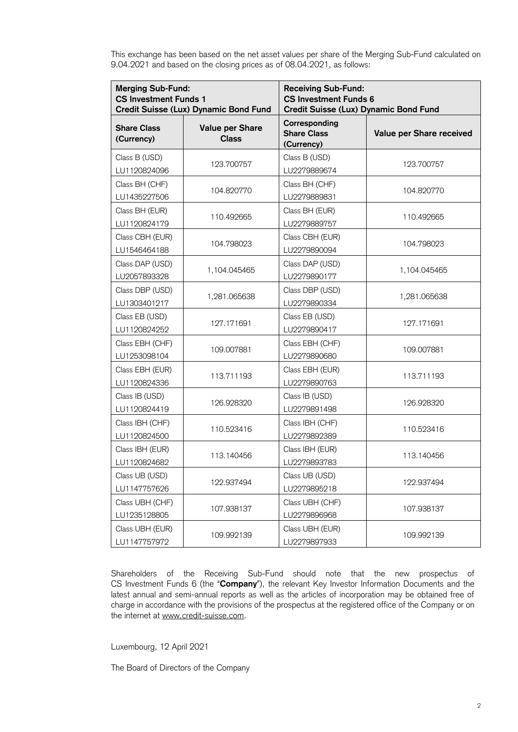This exchange has been based on the net asset values per share of the Merging Sub-Fund calculated on 9.04.2021 and based on the closing prices as of 08.04.2021, as follows:

| **Merging Sub-Fund: CS Investment Funds 1 Credit Suisse (Lux) Dynamic Bond Fund** | | **Receiving Sub-Fund: CS Investment Funds 6 Credit Suisse (Lux) Dynamic Bond Fund** | |
|---|---|---|---|
| **Share Class (Currency)** | **Value per Share Class** | **Corresponding Share Class (Currency)** | **Value per Share received** |
| Class B (USD) LU1120824096 | 123.700757 | Class B (USD) LU2279889674 | 123.700757 |
| Class BH (CHF) LU1435227506 | 104.820770 | Class BH (CHF) LU2279889831 | 104.820770 |
| Class BH (EUR) LU1120824179 | 110.492665 | Class BH (EUR) LU2279889757 | 110.492665 |
| Class CBH (EUR) LU1546464188 | 104.798023 | Class CBH (EUR) LU2279890094 | 104.798023 |
| Class DAP (USD) LU2057893328 | 1,104.045465 | Class DAP (USD) LU2279890177 | 1,104.045465 |
| Class DBP (USD) LU1303401217 | 1,281.065638 | Class DBP (USD) LU2279890334 | 1,281.065638 |
| Class EB (USD) LU1120824252 | 127.171691 | Class EB (USD) LU2279890417 | 127.171691 |
| Class EBH (CHF) LU1253098104 | 109.007881 | Class EBH (CHF) LU2279890680 | 109.007881 |
| Class EBH (EUR) LU1120824336 | 113.711193 | Class EBH (EUR) LU2279890763 | 113.711193 |
| Class IB (USD) LU1120824419 | 126.928320 | Class IB (USD) LU2279891498 | 126.928320 |
| Class IBH (CHF) LU1120824500 | 110.523416 | Class IBH (CHF) LU2279892389 | 110.523416 |
| Class IBH (EUR) LU1120824682 | 113.140456 | Class IBH (EUR) LU2279893783 | 113.140456 |
| Class UB (USD) LU1147757626 | 122.937494 | Class UB (USD) LU2279895218 | 122.937494 |
| Class UBH (CHF) LU1235128805 | 107.938137 | Class UBH (CHF) LU2279896968 | 107.938137 |
| Class UBH (EUR) LU1147757972 | 109.992139 | Class UBH (EUR) LU2279897933 | 109.992139 |

Shareholders of the Receiving Sub-Fund should note that the new prospectus of CS Investment Funds 6 (the "**Company**"), the relevant Key Investor Information Documents and the latest annual and semi-annual reports as well as the articles of incorporation may be obtained free of charge in accordance with the provisions of the prospectus at the registered office of the Company or on the internet at www.credit-suisse.com.

Luxembourg, 12 April 2021

The Board of Directors of the Company